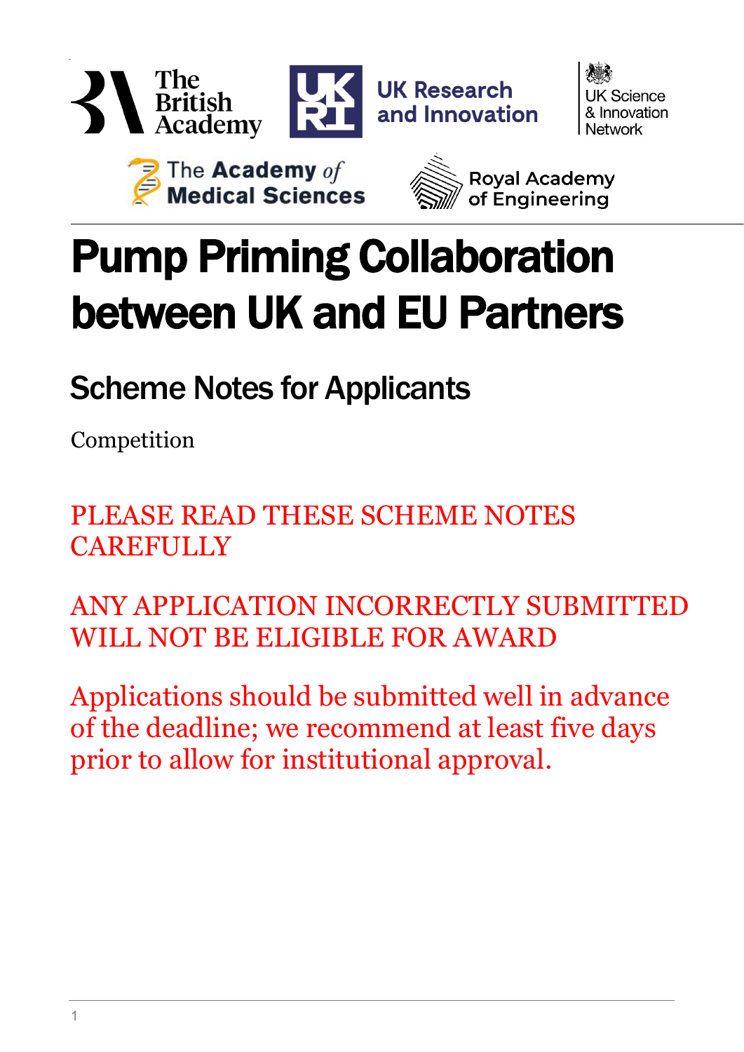# Pump Priming Collaboration between UK and EU Partners

## Scheme Notes for Applicants

Competition

PLEASE READ THESE SCHEME NOTES CAREFULLY

ANY APPLICATION INCORRECTLY SUBMITTED WILL NOT BE ELIGIBLE FOR AWARD

Applications should be submitted well in advance of the deadline; we recommend at least five days prior to allow for institutional approval.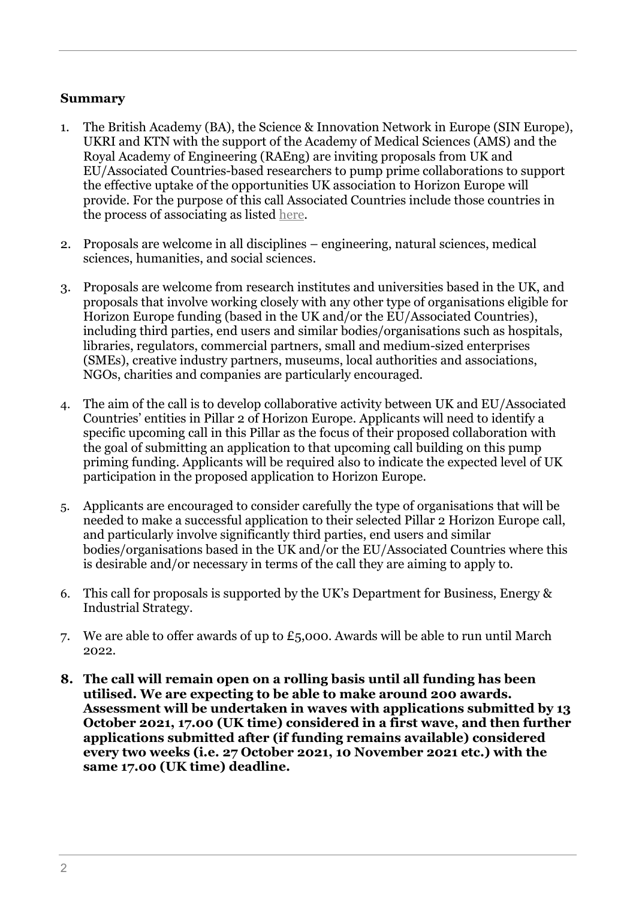**Summary**

1. The British Academy (BA), the Science & Innovation Network in Europe (SIN Europe), UKRI and KTN with the support of the Academy of Medical Sciences (AMS) and the Royal Academy of Engineering (RAEng) are inviting proposals from UK and EU/Associated Countries-based researchers to pump prime collaborations to support the effective uptake of the opportunities UK association to Horizon Europe will provide. For the purpose of this call Associated Countries include those countries in the process of associating as listed here.

2. Proposals are welcome in all disciplines – engineering, natural sciences, medical sciences, humanities, and social sciences.

3. Proposals are welcome from research institutes and universities based in the UK, and proposals that involve working closely with any other type of organisations eligible for Horizon Europe funding (based in the UK and/or the EU/Associated Countries), including third parties, end users and similar bodies/organisations such as hospitals, libraries, regulators, commercial partners, small and medium-sized enterprises (SMEs), creative industry partners, museums, local authorities and associations, NGOs, charities and companies are particularly encouraged.

4. The aim of the call is to develop collaborative activity between UK and EU/Associated Countries' entities in Pillar 2 of Horizon Europe. Applicants will need to identify a specific upcoming call in this Pillar as the focus of their proposed collaboration with the goal of submitting an application to that upcoming call building on this pump priming funding. Applicants will be required also to indicate the expected level of UK participation in the proposed application to Horizon Europe.

5. Applicants are encouraged to consider carefully the type of organisations that will be needed to make a successful application to their selected Pillar 2 Horizon Europe call, and particularly involve significantly third parties, end users and similar bodies/organisations based in the UK and/or the EU/Associated Countries where this is desirable and/or necessary in terms of the call they are aiming to apply to.

6. This call for proposals is supported by the UK's Department for Business, Energy & Industrial Strategy.

7. We are able to offer awards of up to £5,000. Awards will be able to run until March 2022.

8. **The call will remain open on a rolling basis until all funding has been utilised. We are expecting to be able to make around 200 awards. Assessment will be undertaken in waves with applications submitted by 13 October 2021, 17.00 (UK time) considered in a first wave, and then further applications submitted after (if funding remains available) considered every two weeks (i.e. 27 October 2021, 10 November 2021 etc.) with the same 17.00 (UK time) deadline.**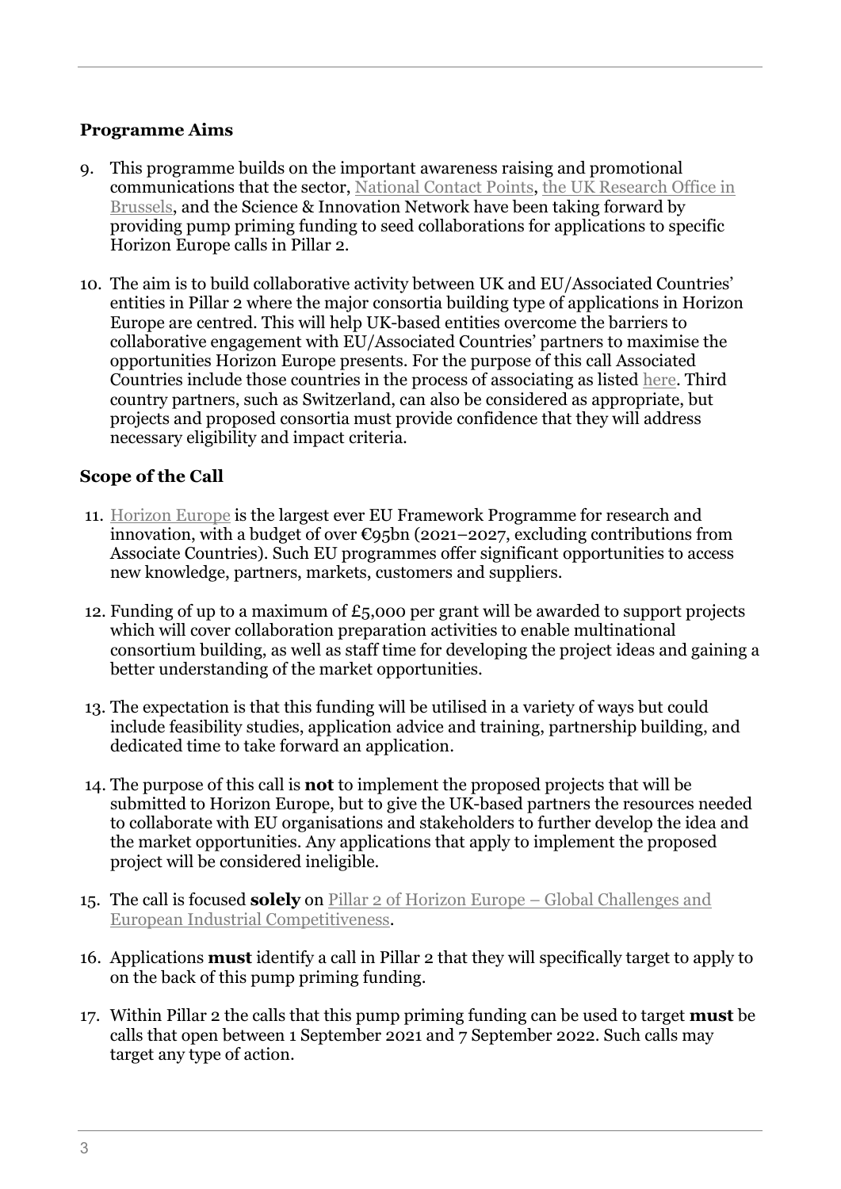## Programme Aims

9. This programme builds on the important awareness raising and promotional communications that the sector, [National Contact Points](), [the UK Research Office in Brussels](), and the Science & Innovation Network have been taking forward by providing pump priming funding to seed collaborations for applications to specific Horizon Europe calls in Pillar 2.

10. The aim is to build collaborative activity between UK and EU/Associated Countries' entities in Pillar 2 where the major consortia building type of applications in Horizon Europe are centred. This will help UK-based entities overcome the barriers to collaborative engagement with EU/Associated Countries' partners to maximise the opportunities Horizon Europe presents. For the purpose of this call Associated Countries include those countries in the process of associating as listed [here](). Third country partners, such as Switzerland, can also be considered as appropriate, but projects and proposed consortia must provide confidence that they will address necessary eligibility and impact criteria.

## Scope of the Call

11. [Horizon Europe]() is the largest ever EU Framework Programme for research and innovation, with a budget of over €95bn (2021–2027, excluding contributions from Associate Countries). Such EU programmes offer significant opportunities to access new knowledge, partners, markets, customers and suppliers.

12. Funding of up to a maximum of £5,000 per grant will be awarded to support projects which will cover collaboration preparation activities to enable multinational consortium building, as well as staff time for developing the project ideas and gaining a better understanding of the market opportunities.

13. The expectation is that this funding will be utilised in a variety of ways but could include feasibility studies, application advice and training, partnership building, and dedicated time to take forward an application.

14. The purpose of this call is **not** to implement the proposed projects that will be submitted to Horizon Europe, but to give the UK-based partners the resources needed to collaborate with EU organisations and stakeholders to further develop the idea and the market opportunities. Any applications that apply to implement the proposed project will be considered ineligible.

15. The call is focused **solely** on [Pillar 2 of Horizon Europe – Global Challenges and European Industrial Competitiveness]().

16. Applications **must** identify a call in Pillar 2 that they will specifically target to apply to on the back of this pump priming funding.

17. Within Pillar 2 the calls that this pump priming funding can be used to target **must** be calls that open between 1 September 2021 and 7 September 2022. Such calls may target any type of action.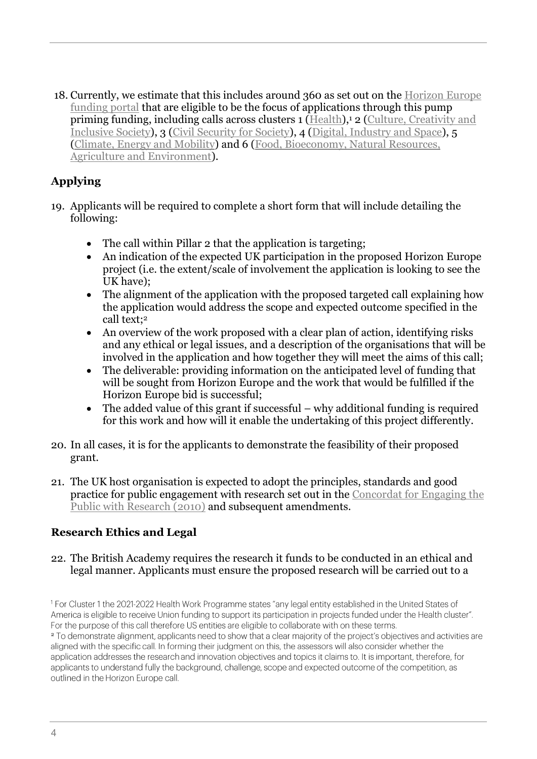18. Currently, we estimate that this includes around 360 as set out on the Horizon Europe funding portal that are eligible to be the focus of applications through this pump priming funding, including calls across clusters 1 (Health),[1] 2 (Culture, Creativity and Inclusive Society), 3 (Civil Security for Society), 4 (Digital, Industry and Space), 5 (Climate, Energy and Mobility) and 6 (Food, Bioeconomy, Natural Resources, Agriculture and Environment).

## Applying

19. Applicants will be required to complete a short form that will include detailing the following:

    - The call within Pillar 2 that the application is targeting;
    - An indication of the expected UK participation in the proposed Horizon Europe project (i.e. the extent/scale of involvement the application is looking to see the UK have);
    - The alignment of the application with the proposed targeted call explaining how the application would address the scope and expected outcome specified in the call text;[2]
    - An overview of the work proposed with a clear plan of action, identifying risks and any ethical or legal issues, and a description of the organisations that will be involved in the application and how together they will meet the aims of this call;
    - The deliverable: providing information on the anticipated level of funding that will be sought from Horizon Europe and the work that would be fulfilled if the Horizon Europe bid is successful;
    - The added value of this grant if successful – why additional funding is required for this work and how will it enable the undertaking of this project differently.

20. In all cases, it is for the applicants to demonstrate the feasibility of their proposed grant.

21. The UK host organisation is expected to adopt the principles, standards and good practice for public engagement with research set out in the Concordat for Engaging the Public with Research (2010) and subsequent amendments.

## Research Ethics and Legal

22. The British Academy requires the research it funds to be conducted in an ethical and legal manner. Applicants must ensure the proposed research will be carried out to a

[1] For Cluster 1 the 2021-2022 Health Work Programme states "any legal entity established in the United States of America is eligible to receive Union funding to support its participation in projects funded under the Health cluster". For the purpose of this call therefore US entities are eligible to collaborate with on these terms.

[2] To demonstrate alignment, applicants need to show that a clear majority of the project's objectives and activities are aligned with the specific call. In forming their judgment on this, the assessors will also consider whether the application addresses the research and innovation objectives and topics it claims to. It is important, therefore, for applicants to understand fully the background, challenge, scope and expected outcome of the competition, as outlined in the Horizon Europe call.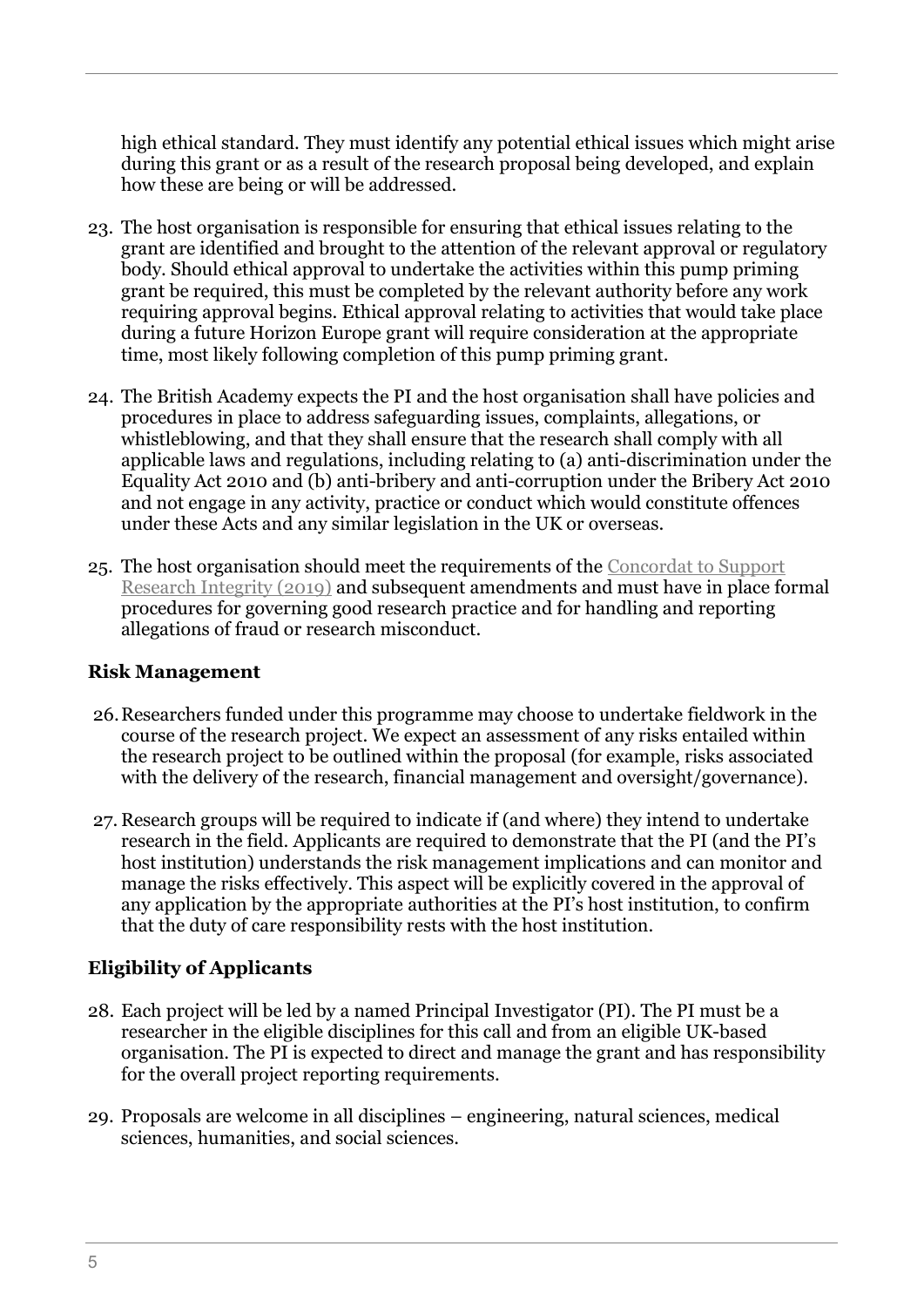high ethical standard. They must identify any potential ethical issues which might arise during this grant or as a result of the research proposal being developed, and explain how these are being or will be addressed.

23. The host organisation is responsible for ensuring that ethical issues relating to the grant are identified and brought to the attention of the relevant approval or regulatory body. Should ethical approval to undertake the activities within this pump priming grant be required, this must be completed by the relevant authority before any work requiring approval begins. Ethical approval relating to activities that would take place during a future Horizon Europe grant will require consideration at the appropriate time, most likely following completion of this pump priming grant.

24. The British Academy expects the PI and the host organisation shall have policies and procedures in place to address safeguarding issues, complaints, allegations, or whistleblowing, and that they shall ensure that the research shall comply with all applicable laws and regulations, including relating to (a) anti-discrimination under the Equality Act 2010 and (b) anti-bribery and anti-corruption under the Bribery Act 2010 and not engage in any activity, practice or conduct which would constitute offences under these Acts and any similar legislation in the UK or overseas.

25. The host organisation should meet the requirements of the Concordat to Support Research Integrity (2019) and subsequent amendments and must have in place formal procedures for governing good research practice and for handling and reporting allegations of fraud or research misconduct.

**Risk Management**

26. Researchers funded under this programme may choose to undertake fieldwork in the course of the research project. We expect an assessment of any risks entailed within the research project to be outlined within the proposal (for example, risks associated with the delivery of the research, financial management and oversight/governance).

27. Research groups will be required to indicate if (and where) they intend to undertake research in the field. Applicants are required to demonstrate that the PI (and the PI's host institution) understands the risk management implications and can monitor and manage the risks effectively. This aspect will be explicitly covered in the approval of any application by the appropriate authorities at the PI's host institution, to confirm that the duty of care responsibility rests with the host institution.

**Eligibility of Applicants**

28. Each project will be led by a named Principal Investigator (PI). The PI must be a researcher in the eligible disciplines for this call and from an eligible UK-based organisation. The PI is expected to direct and manage the grant and has responsibility for the overall project reporting requirements.

29. Proposals are welcome in all disciplines – engineering, natural sciences, medical sciences, humanities, and social sciences.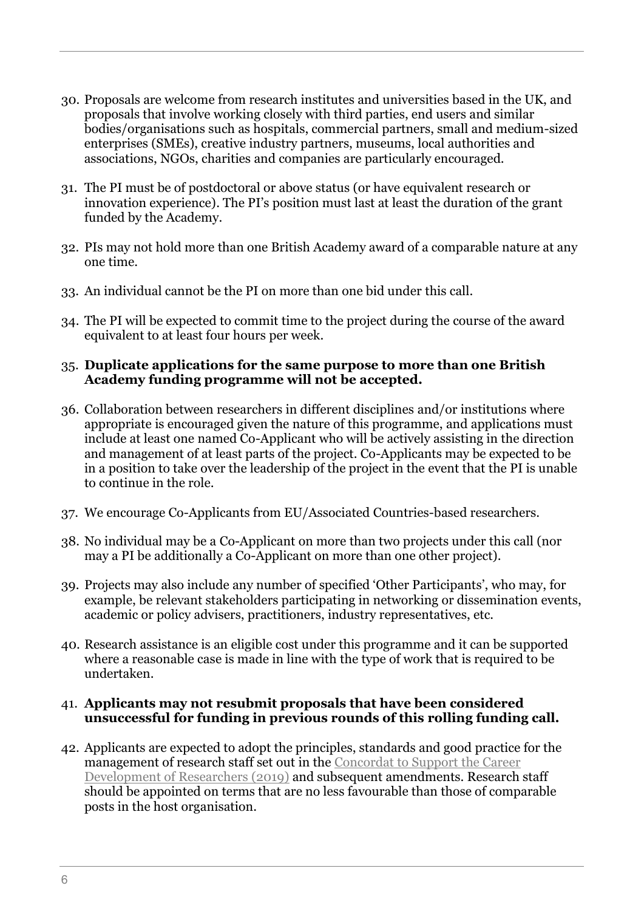30. Proposals are welcome from research institutes and universities based in the UK, and proposals that involve working closely with third parties, end users and similar bodies/organisations such as hospitals, commercial partners, small and medium-sized enterprises (SMEs), creative industry partners, museums, local authorities and associations, NGOs, charities and companies are particularly encouraged.

31. The PI must be of postdoctoral or above status (or have equivalent research or innovation experience). The PI's position must last at least the duration of the grant funded by the Academy.

32. PIs may not hold more than one British Academy award of a comparable nature at any one time.

33. An individual cannot be the PI on more than one bid under this call.

34. The PI will be expected to commit time to the project during the course of the award equivalent to at least four hours per week.

35. **Duplicate applications for the same purpose to more than one British Academy funding programme will not be accepted.**

36. Collaboration between researchers in different disciplines and/or institutions where appropriate is encouraged given the nature of this programme, and applications must include at least one named Co-Applicant who will be actively assisting in the direction and management of at least parts of the project. Co-Applicants may be expected to be in a position to take over the leadership of the project in the event that the PI is unable to continue in the role.

37. We encourage Co-Applicants from EU/Associated Countries-based researchers.

38. No individual may be a Co-Applicant on more than two projects under this call (nor may a PI be additionally a Co-Applicant on more than one other project).

39. Projects may also include any number of specified 'Other Participants', who may, for example, be relevant stakeholders participating in networking or dissemination events, academic or policy advisers, practitioners, industry representatives, etc.

40. Research assistance is an eligible cost under this programme and it can be supported where a reasonable case is made in line with the type of work that is required to be undertaken.

41. **Applicants may not resubmit proposals that have been considered unsuccessful for funding in previous rounds of this rolling funding call.**

42. Applicants are expected to adopt the principles, standards and good practice for the management of research staff set out in the Concordat to Support the Career Development of Researchers (2019) and subsequent amendments. Research staff should be appointed on terms that are no less favourable than those of comparable posts in the host organisation.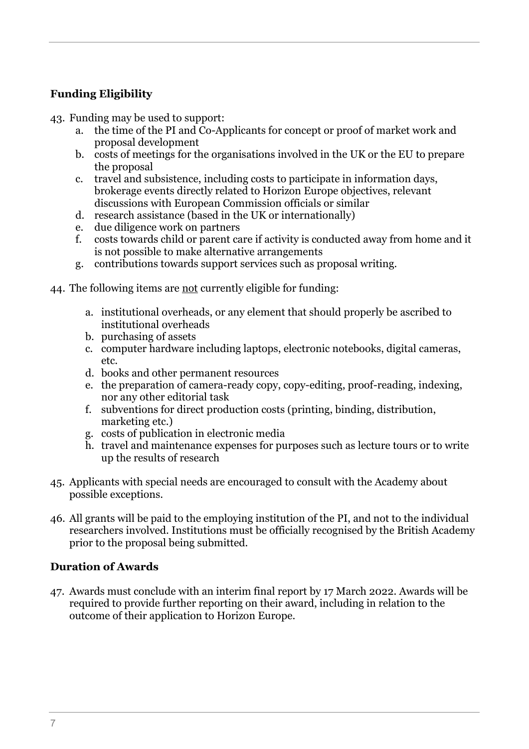## Funding Eligibility

43. Funding may be used to support:
    a. the time of the PI and Co-Applicants for concept or proof of market work and proposal development
    b. costs of meetings for the organisations involved in the UK or the EU to prepare the proposal
    c. travel and subsistence, including costs to participate in information days, brokerage events directly related to Horizon Europe objectives, relevant discussions with European Commission officials or similar
    d. research assistance (based in the UK or internationally)
    e. due diligence work on partners
    f. costs towards child or parent care if activity is conducted away from home and it is not possible to make alternative arrangements
    g. contributions towards support services such as proposal writing.

44. The following items are <u>not</u> currently eligible for funding:

    a. institutional overheads, or any element that should properly be ascribed to institutional overheads
    b. purchasing of assets
    c. computer hardware including laptops, electronic notebooks, digital cameras, etc.
    d. books and other permanent resources
    e. the preparation of camera-ready copy, copy-editing, proof-reading, indexing, nor any other editorial task
    f. subventions for direct production costs (printing, binding, distribution, marketing etc.)
    g. costs of publication in electronic media
    h. travel and maintenance expenses for purposes such as lecture tours or to write up the results of research

45. Applicants with special needs are encouraged to consult with the Academy about possible exceptions.

46. All grants will be paid to the employing institution of the PI, and not to the individual researchers involved. Institutions must be officially recognised by the British Academy prior to the proposal being submitted.

## Duration of Awards

47. Awards must conclude with an interim final report by 17 March 2022. Awards will be required to provide further reporting on their award, including in relation to the outcome of their application to Horizon Europe.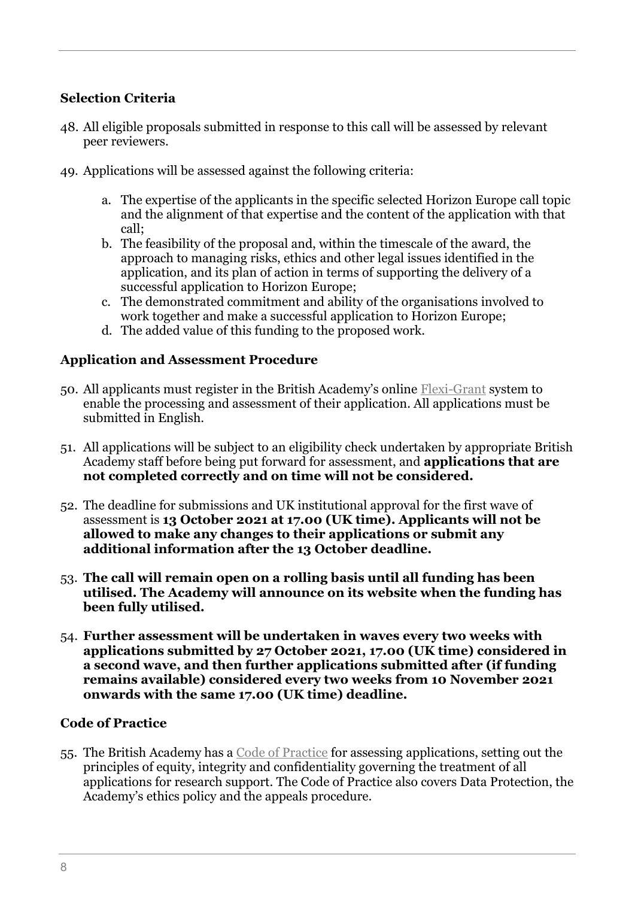### Selection Criteria

48. All eligible proposals submitted in response to this call will be assessed by relevant peer reviewers.

49. Applications will be assessed against the following criteria:

    a. The expertise of the applicants in the specific selected Horizon Europe call topic and the alignment of that expertise and the content of the application with that call;
    b. The feasibility of the proposal and, within the timescale of the award, the approach to managing risks, ethics and other legal issues identified in the application, and its plan of action in terms of supporting the delivery of a successful application to Horizon Europe;
    c. The demonstrated commitment and ability of the organisations involved to work together and make a successful application to Horizon Europe;
    d. The added value of this funding to the proposed work.

### Application and Assessment Procedure

50. All applicants must register in the British Academy's online Flexi-Grant system to enable the processing and assessment of their application. All applications must be submitted in English.

51. All applications will be subject to an eligibility check undertaken by appropriate British Academy staff before being put forward for assessment, and **applications that are not completed correctly and on time will not be considered.**

52. The deadline for submissions and UK institutional approval for the first wave of assessment is **13 October 2021 at 17.00 (UK time). Applicants will not be allowed to make any changes to their applications or submit any additional information after the 13 October deadline.**

53. **The call will remain open on a rolling basis until all funding has been utilised. The Academy will announce on its website when the funding has been fully utilised.**

54. **Further assessment will be undertaken in waves every two weeks with applications submitted by 27 October 2021, 17.00 (UK time) considered in a second wave, and then further applications submitted after (if funding remains available) considered every two weeks from 10 November 2021 onwards with the same 17.00 (UK time) deadline.**

### Code of Practice

55. The British Academy has a Code of Practice for assessing applications, setting out the principles of equity, integrity and confidentiality governing the treatment of all applications for research support. The Code of Practice also covers Data Protection, the Academy's ethics policy and the appeals procedure.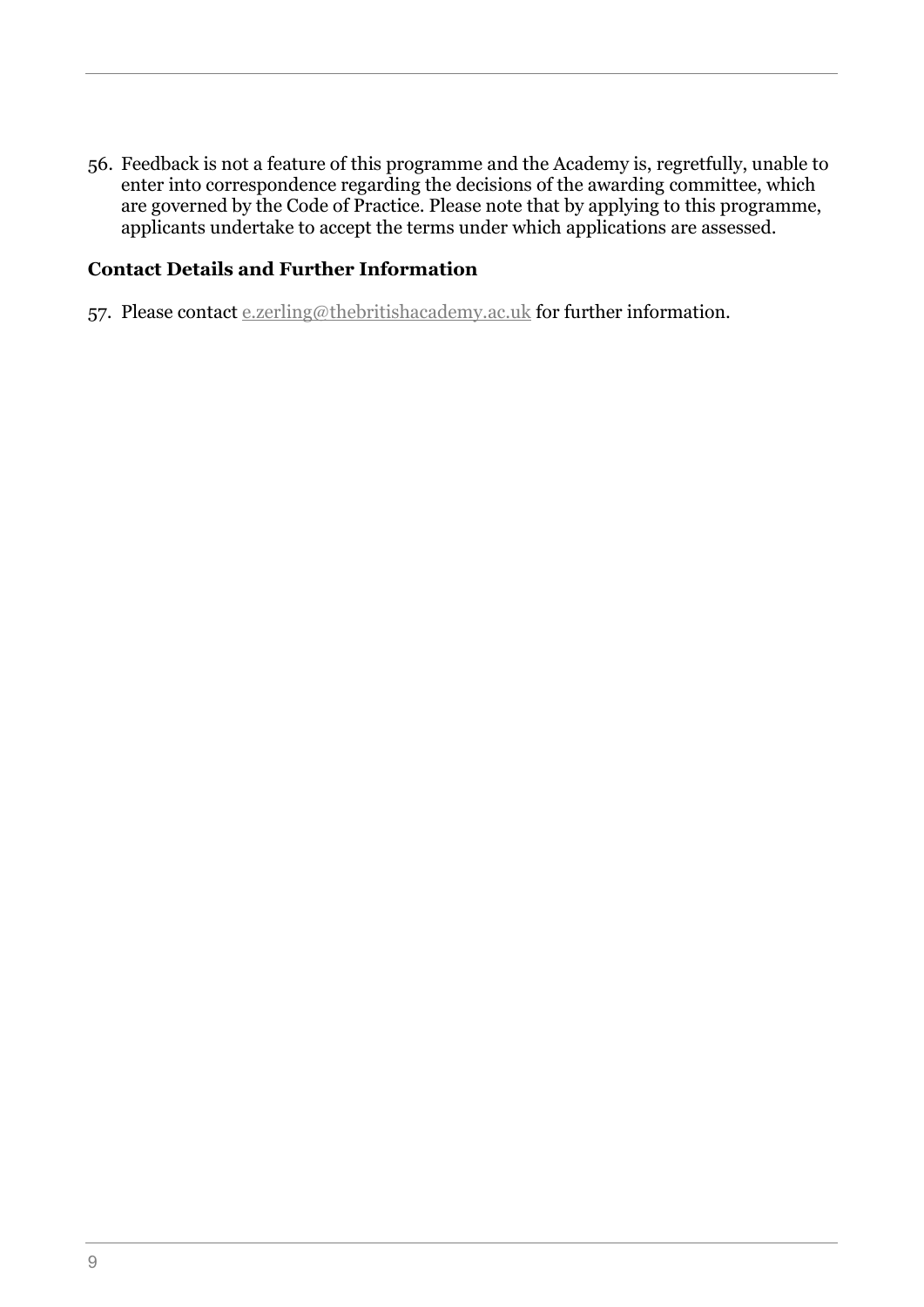56. Feedback is not a feature of this programme and the Academy is, regretfully, unable to enter into correspondence regarding the decisions of the awarding committee, which are governed by the Code of Practice. Please note that by applying to this programme, applicants undertake to accept the terms under which applications are assessed.

**Contact Details and Further Information**

57. Please contact e.zerling@thebritishacademy.ac.uk for further information.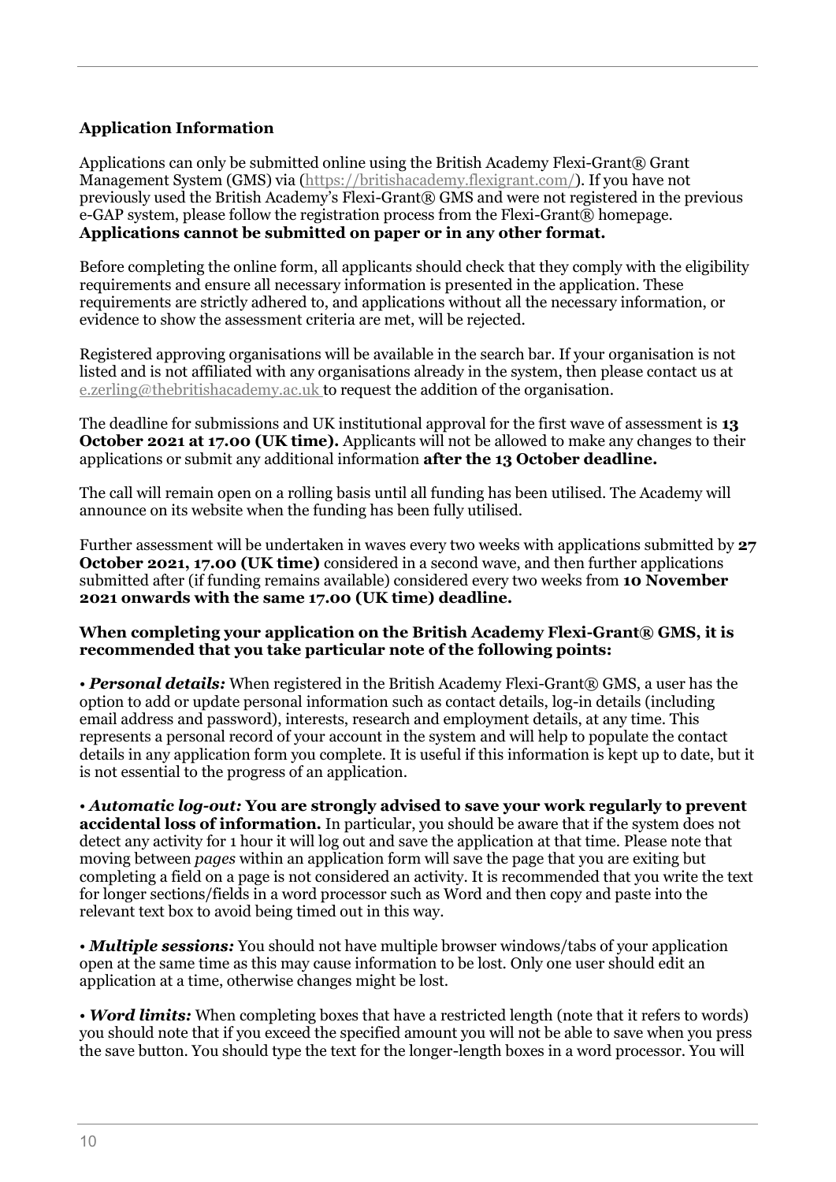## Application Information

Applications can only be submitted online using the British Academy Flexi-Grant® Grant Management System (GMS) via (https://britishacademy.flexigrant.com/). If you have not previously used the British Academy's Flexi-Grant® GMS and were not registered in the previous e-GAP system, please follow the registration process from the Flexi-Grant® homepage. **Applications cannot be submitted on paper or in any other format.**

Before completing the online form, all applicants should check that they comply with the eligibility requirements and ensure all necessary information is presented in the application. These requirements are strictly adhered to, and applications without all the necessary information, or evidence to show the assessment criteria are met, will be rejected.

Registered approving organisations will be available in the search bar. If your organisation is not listed and is not affiliated with any organisations already in the system, then please contact us at e.zerling@thebritishacademy.ac.uk to request the addition of the organisation.

The deadline for submissions and UK institutional approval for the first wave of assessment is **13 October 2021 at 17.00 (UK time).** Applicants will not be allowed to make any changes to their applications or submit any additional information **after the 13 October deadline.**

The call will remain open on a rolling basis until all funding has been utilised. The Academy will announce on its website when the funding has been fully utilised.

Further assessment will be undertaken in waves every two weeks with applications submitted by **27 October 2021, 17.00 (UK time)** considered in a second wave, and then further applications submitted after (if funding remains available) considered every two weeks from **10 November 2021 onwards with the same 17.00 (UK time) deadline.**

**When completing your application on the British Academy Flexi-Grant® GMS, it is recommended that you take particular note of the following points:**

• ***Personal details:*** When registered in the British Academy Flexi-Grant® GMS, a user has the option to add or update personal information such as contact details, log-in details (including email address and password), interests, research and employment details, at any time. This represents a personal record of your account in the system and will help to populate the contact details in any application form you complete. It is useful if this information is kept up to date, but it is not essential to the progress of an application.

• ***Automatic log-out:*** **You are strongly advised to save your work regularly to prevent accidental loss of information.** In particular, you should be aware that if the system does not detect any activity for 1 hour it will log out and save the application at that time. Please note that moving between *pages* within an application form will save the page that you are exiting but completing a field on a page is not considered an activity. It is recommended that you write the text for longer sections/fields in a word processor such as Word and then copy and paste into the relevant text box to avoid being timed out in this way.

• ***Multiple sessions:*** You should not have multiple browser windows/tabs of your application open at the same time as this may cause information to be lost. Only one user should edit an application at a time, otherwise changes might be lost.

• ***Word limits:*** When completing boxes that have a restricted length (note that it refers to words) you should note that if you exceed the specified amount you will not be able to save when you press the save button. You should type the text for the longer-length boxes in a word processor. You will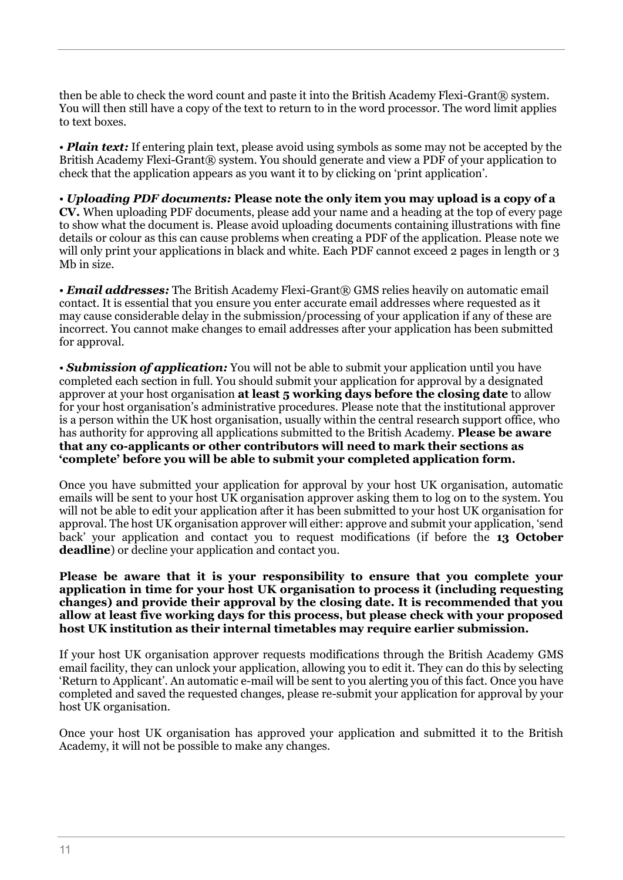then be able to check the word count and paste it into the British Academy Flexi-Grant® system. You will then still have a copy of the text to return to in the word processor. The word limit applies to text boxes.

• ***Plain text:*** If entering plain text, please avoid using symbols as some may not be accepted by the British Academy Flexi-Grant® system. You should generate and view a PDF of your application to check that the application appears as you want it to by clicking on 'print application'.

• ***Uploading PDF documents:*** **Please note the only item you may upload is a copy of a CV.** When uploading PDF documents, please add your name and a heading at the top of every page to show what the document is. Please avoid uploading documents containing illustrations with fine details or colour as this can cause problems when creating a PDF of the application. Please note we will only print your applications in black and white. Each PDF cannot exceed 2 pages in length or 3 Mb in size.

• ***Email addresses:*** The British Academy Flexi-Grant® GMS relies heavily on automatic email contact. It is essential that you ensure you enter accurate email addresses where requested as it may cause considerable delay in the submission/processing of your application if any of these are incorrect. You cannot make changes to email addresses after your application has been submitted for approval.

• ***Submission of application:*** You will not be able to submit your application until you have completed each section in full. You should submit your application for approval by a designated approver at your host organisation **at least 5 working days before the closing date** to allow for your host organisation's administrative procedures. Please note that the institutional approver is a person within the UK host organisation, usually within the central research support office, who has authority for approving all applications submitted to the British Academy. **Please be aware that any co-applicants or other contributors will need to mark their sections as 'complete' before you will be able to submit your completed application form.**

Once you have submitted your application for approval by your host UK organisation, automatic emails will be sent to your host UK organisation approver asking them to log on to the system. You will not be able to edit your application after it has been submitted to your host UK organisation for approval. The host UK organisation approver will either: approve and submit your application, 'send back' your application and contact you to request modifications (if before the **13 October deadline**) or decline your application and contact you.

**Please be aware that it is your responsibility to ensure that you complete your application in time for your host UK organisation to process it (including requesting changes) and provide their approval by the closing date. It is recommended that you allow at least five working days for this process, but please check with your proposed host UK institution as their internal timetables may require earlier submission.**

If your host UK organisation approver requests modifications through the British Academy GMS email facility, they can unlock your application, allowing you to edit it. They can do this by selecting 'Return to Applicant'. An automatic e-mail will be sent to you alerting you of this fact. Once you have completed and saved the requested changes, please re-submit your application for approval by your host UK organisation.

Once your host UK organisation has approved your application and submitted it to the British Academy, it will not be possible to make any changes.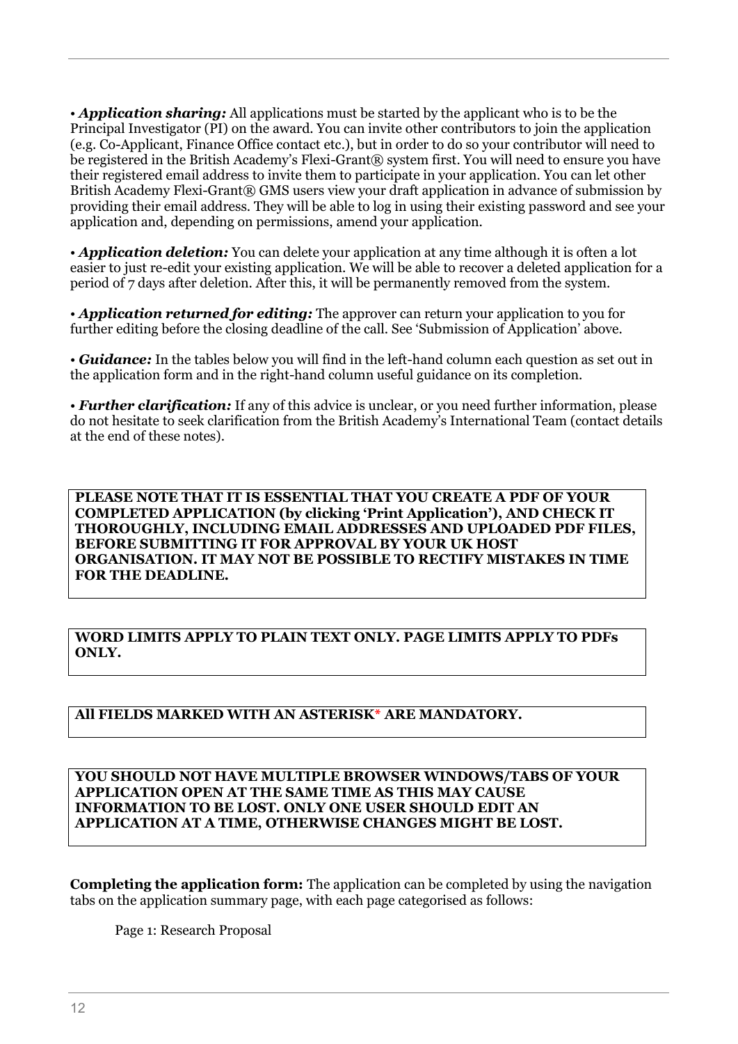• ***Application sharing:*** All applications must be started by the applicant who is to be the Principal Investigator (PI) on the award. You can invite other contributors to join the application (e.g. Co-Applicant, Finance Office contact etc.), but in order to do so your contributor will need to be registered in the British Academy's Flexi-Grant® system first. You will need to ensure you have their registered email address to invite them to participate in your application. You can let other British Academy Flexi-Grant® GMS users view your draft application in advance of submission by providing their email address. They will be able to log in using their existing password and see your application and, depending on permissions, amend your application.

• ***Application deletion:*** You can delete your application at any time although it is often a lot easier to just re-edit your existing application. We will be able to recover a deleted application for a period of 7 days after deletion. After this, it will be permanently removed from the system.

• ***Application returned for editing:*** The approver can return your application to you for further editing before the closing deadline of the call. See 'Submission of Application' above.

• ***Guidance:*** In the tables below you will find in the left-hand column each question as set out in the application form and in the right-hand column useful guidance on its completion.

• ***Further clarification:*** If any of this advice is unclear, or you need further information, please do not hesitate to seek clarification from the British Academy's International Team (contact details at the end of these notes).

**PLEASE NOTE THAT IT IS ESSENTIAL THAT YOU CREATE A PDF OF YOUR COMPLETED APPLICATION (by clicking 'Print Application'), AND CHECK IT THOROUGHLY, INCLUDING EMAIL ADDRESSES AND UPLOADED PDF FILES, BEFORE SUBMITTING IT FOR APPROVAL BY YOUR UK HOST ORGANISATION. IT MAY NOT BE POSSIBLE TO RECTIFY MISTAKES IN TIME FOR THE DEADLINE.**

**WORD LIMITS APPLY TO PLAIN TEXT ONLY. PAGE LIMITS APPLY TO PDFs ONLY.**

**All FIELDS MARKED WITH AN ASTERISK* ARE MANDATORY.**

**YOU SHOULD NOT HAVE MULTIPLE BROWSER WINDOWS/TABS OF YOUR APPLICATION OPEN AT THE SAME TIME AS THIS MAY CAUSE INFORMATION TO BE LOST. ONLY ONE USER SHOULD EDIT AN APPLICATION AT A TIME, OTHERWISE CHANGES MIGHT BE LOST.**

**Completing the application form:** The application can be completed by using the navigation tabs on the application summary page, with each page categorised as follows:

Page 1: Research Proposal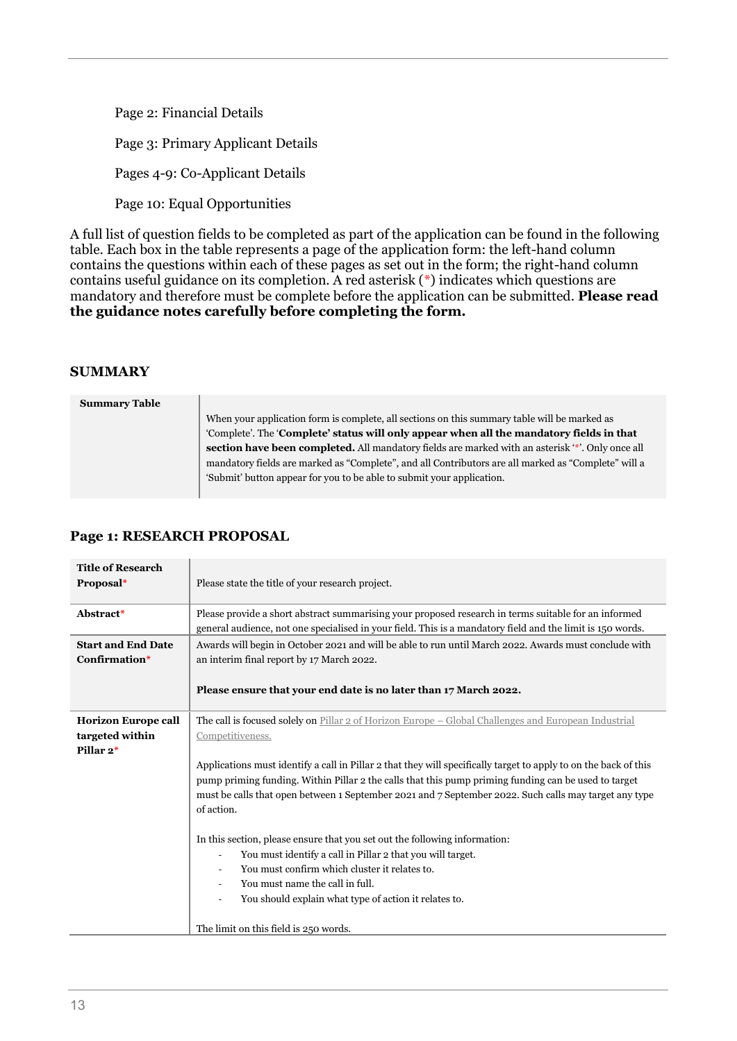Page 2: Financial Details

Page 3: Primary Applicant Details

Pages 4-9: Co-Applicant Details

Page 10: Equal Opportunities

A full list of question fields to be completed as part of the application can be found in the following table. Each box in the table represents a page of the application form: the left-hand column contains the questions within each of these pages as set out in the form; the right-hand column contains useful guidance on its completion. A red asterisk (*) indicates which questions are mandatory and therefore must be complete before the application can be submitted. **Please read the guidance notes carefully before completing the form.**

## SUMMARY

| **Summary Table** | When your application form is complete, all sections on this summary table will be marked as 'Complete'. The '**Complete' status will only appear when all the mandatory fields in that section have been completed.** All mandatory fields are marked with an asterisk '*'. Only once all mandatory fields are marked as "Complete", and all Contributors are all marked as "Complete" will a 'Submit' button appear for you to be able to submit your application. |
|---|---|

## Page 1: RESEARCH PROPOSAL

| | |
|---|---|
| **Title of Research Proposal*** | Please state the title of your research project. |
| **Abstract*** | Please provide a short abstract summarising your proposed research in terms suitable for an informed general audience, not one specialised in your field. This is a mandatory field and the limit is 150 words. |
| **Start and End Date Confirmation*** | Awards will begin in October 2021 and will be able to run until March 2022. Awards must conclude with an interim final report by 17 March 2022.<br><br>**Please ensure that your end date is no later than 17 March 2022.** |
| **Horizon Europe call targeted within Pillar 2*** | The call is focused solely on Pillar 2 of Horizon Europe – Global Challenges and European Industrial Competitiveness.<br><br>Applications must identify a call in Pillar 2 that they will specifically target to apply to on the back of this pump priming funding. Within Pillar 2 the calls that this pump priming funding can be used to target must be calls that open between 1 September 2021 and 7 September 2022. Such calls may target any type of action.<br><br>In this section, please ensure that you set out the following information:<br>- You must identify a call in Pillar 2 that you will target.<br>- You must confirm which cluster it relates to.<br>- You must name the call in full.<br>- You should explain what type of action it relates to.<br><br>The limit on this field is 250 words. |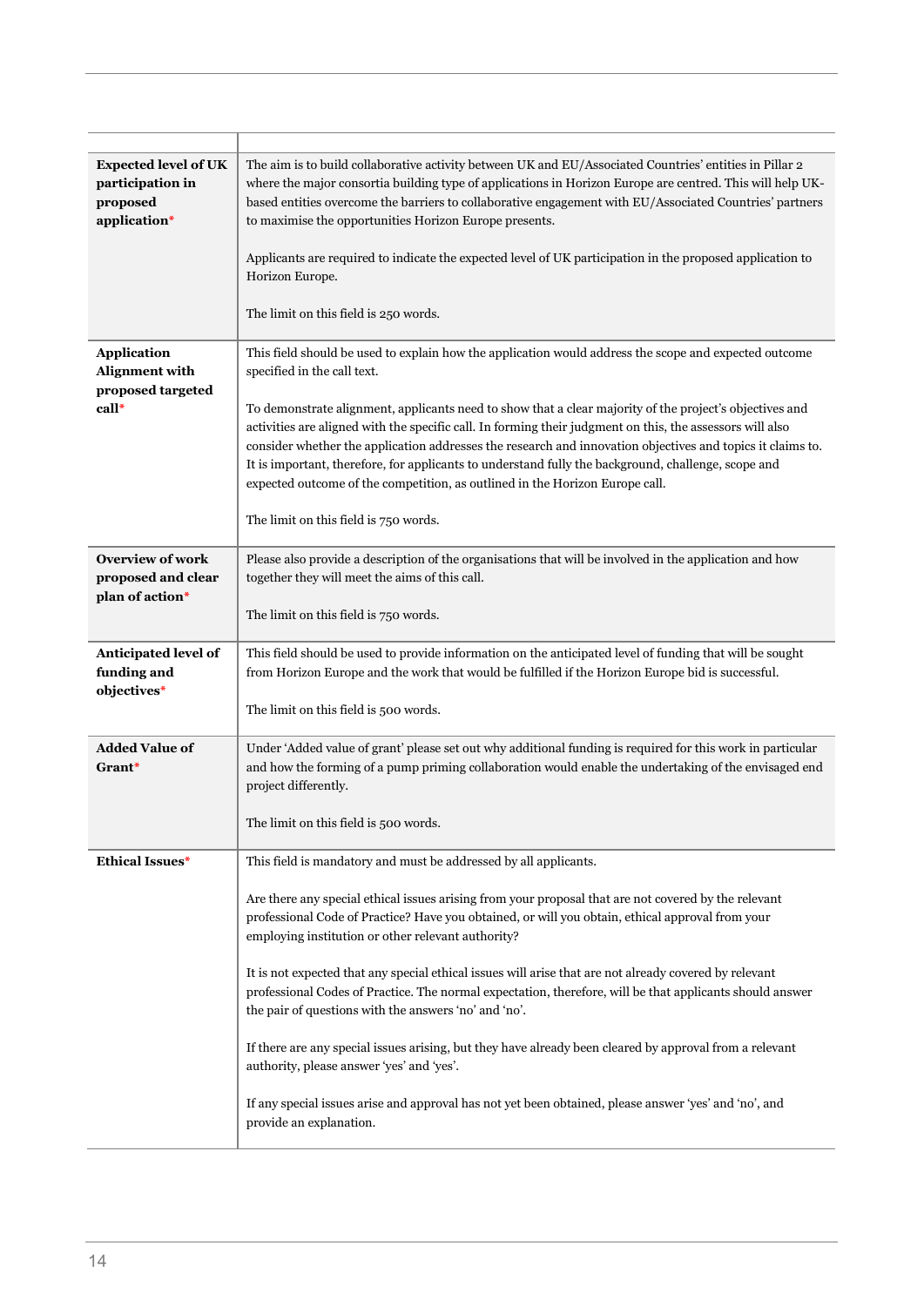| | |
|---|---|
| **Expected level of UK participation in proposed application*** | The aim is to build collaborative activity between UK and EU/Associated Countries' entities in Pillar 2 where the major consortia building type of applications in Horizon Europe are centred. This will help UK-based entities overcome the barriers to collaborative engagement with EU/Associated Countries' partners to maximise the opportunities Horizon Europe presents.<br><br>Applicants are required to indicate the expected level of UK participation in the proposed application to Horizon Europe.<br><br>The limit on this field is 250 words. |
| **Application Alignment with proposed targeted call*** | This field should be used to explain how the application would address the scope and expected outcome specified in the call text.<br><br>To demonstrate alignment, applicants need to show that a clear majority of the project's objectives and activities are aligned with the specific call. In forming their judgment on this, the assessors will also consider whether the application addresses the research and innovation objectives and topics it claims to. It is important, therefore, for applicants to understand fully the background, challenge, scope and expected outcome of the competition, as outlined in the Horizon Europe call.<br><br>The limit on this field is 750 words. |
| **Overview of work proposed and clear plan of action*** | Please also provide a description of the organisations that will be involved in the application and how together they will meet the aims of this call.<br><br>The limit on this field is 750 words. |
| **Anticipated level of funding and objectives*** | This field should be used to provide information on the anticipated level of funding that will be sought from Horizon Europe and the work that would be fulfilled if the Horizon Europe bid is successful.<br><br>The limit on this field is 500 words. |
| **Added Value of Grant*** | Under 'Added value of grant' please set out why additional funding is required for this work in particular and how the forming of a pump priming collaboration would enable the undertaking of the envisaged end project differently.<br><br>The limit on this field is 500 words. |
| **Ethical Issues*** | This field is mandatory and must be addressed by all applicants.<br><br>Are there any special ethical issues arising from your proposal that are not covered by the relevant professional Code of Practice? Have you obtained, or will you obtain, ethical approval from your employing institution or other relevant authority?<br><br>It is not expected that any special ethical issues will arise that are not already covered by relevant professional Codes of Practice. The normal expectation, therefore, will be that applicants should answer the pair of questions with the answers 'no' and 'no'.<br><br>If there are any special issues arising, but they have already been cleared by approval from a relevant authority, please answer 'yes' and 'yes'.<br><br>If any special issues arise and approval has not yet been obtained, please answer 'yes' and 'no', and provide an explanation. |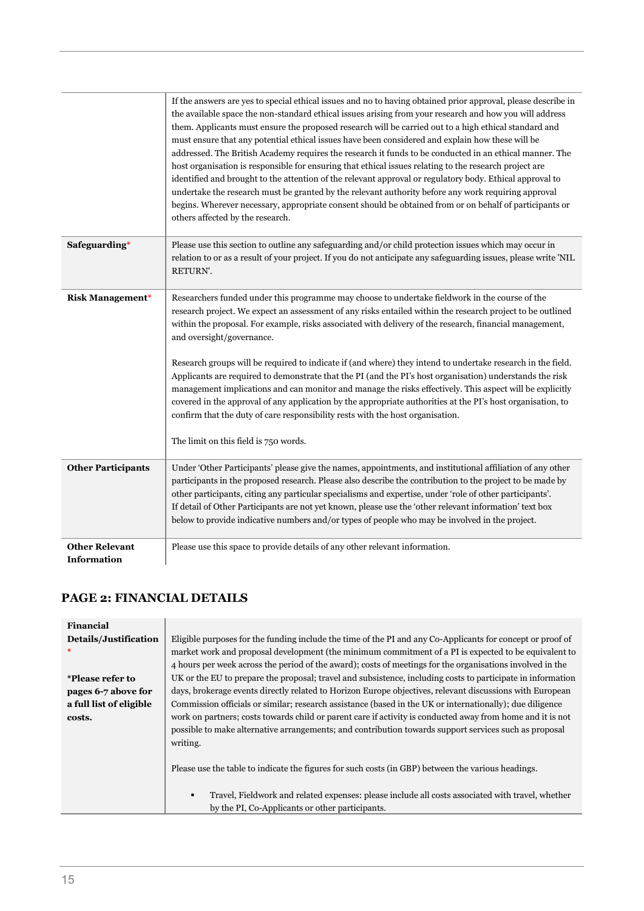| | |
|---|---|
| | If the answers are yes to special ethical issues and no to having obtained prior approval, please describe in the available space the non-standard ethical issues arising from your research and how you will address them. Applicants must ensure the proposed research will be carried out to a high ethical standard and must ensure that any potential ethical issues have been considered and explain how these will be addressed. The British Academy requires the research it funds to be conducted in an ethical manner. The host organisation is responsible for ensuring that ethical issues relating to the research project are identified and brought to the attention of the relevant approval or regulatory body. Ethical approval to undertake the research must be granted by the relevant authority before any work requiring approval begins. Wherever necessary, appropriate consent should be obtained from or on behalf of participants or others affected by the research. |
| **Safeguarding*** | Please use this section to outline any safeguarding and/or child protection issues which may occur in relation to or as a result of your project. If you do not anticipate any safeguarding issues, please write 'NIL RETURN'. |
| **Risk Management*** | Researchers funded under this programme may choose to undertake fieldwork in the course of the research project. We expect an assessment of any risks entailed within the research project to be outlined within the proposal. For example, risks associated with delivery of the research, financial management, and oversight/governance.<br><br>Research groups will be required to indicate if (and where) they intend to undertake research in the field. Applicants are required to demonstrate that the PI (and the PI's host organisation) understands the risk management implications and can monitor and manage the risks effectively. This aspect will be explicitly covered in the approval of any application by the appropriate authorities at the PI's host organisation, to confirm that the duty of care responsibility rests with the host organisation.<br><br>The limit on this field is 750 words. |
| **Other Participants** | Under 'Other Participants' please give the names, appointments, and institutional affiliation of any other participants in the proposed research. Please also describe the contribution to the project to be made by other participants, citing any particular specialisms and expertise, under 'role of other participants'.<br>If detail of Other Participants are not yet known, please use the 'other relevant information' text box below to provide indicative numbers and/or types of people who may be involved in the project. |
| **Other Relevant Information** | Please use this space to provide details of any other relevant information. |

## PAGE 2: FINANCIAL DETAILS

| | |
|---|---|
| **Financial Details/Justification** *<br><br>**\*Please refer to pages 6-7 above for a full list of eligible costs.** | Eligible purposes for the funding include the time of the PI and any Co-Applicants for concept or proof of market work and proposal development (the minimum commitment of a PI is expected to be equivalent to 4 hours per week across the period of the award); costs of meetings for the organisations involved in the UK or the EU to prepare the proposal; travel and subsistence, including costs to participate in information days, brokerage events directly related to Horizon Europe objectives, relevant discussions with European Commission officials or similar; research assistance (based in the UK or internationally); due diligence work on partners; costs towards child or parent care if activity is conducted away from home and it is not possible to make alternative arrangements; and contribution towards support services such as proposal writing.<br><br>Please use the table to indicate the figures for such costs (in GBP) between the various headings.<br><br>▪ Travel, Fieldwork and related expenses: please include all costs associated with travel, whether by the PI, Co-Applicants or other participants. |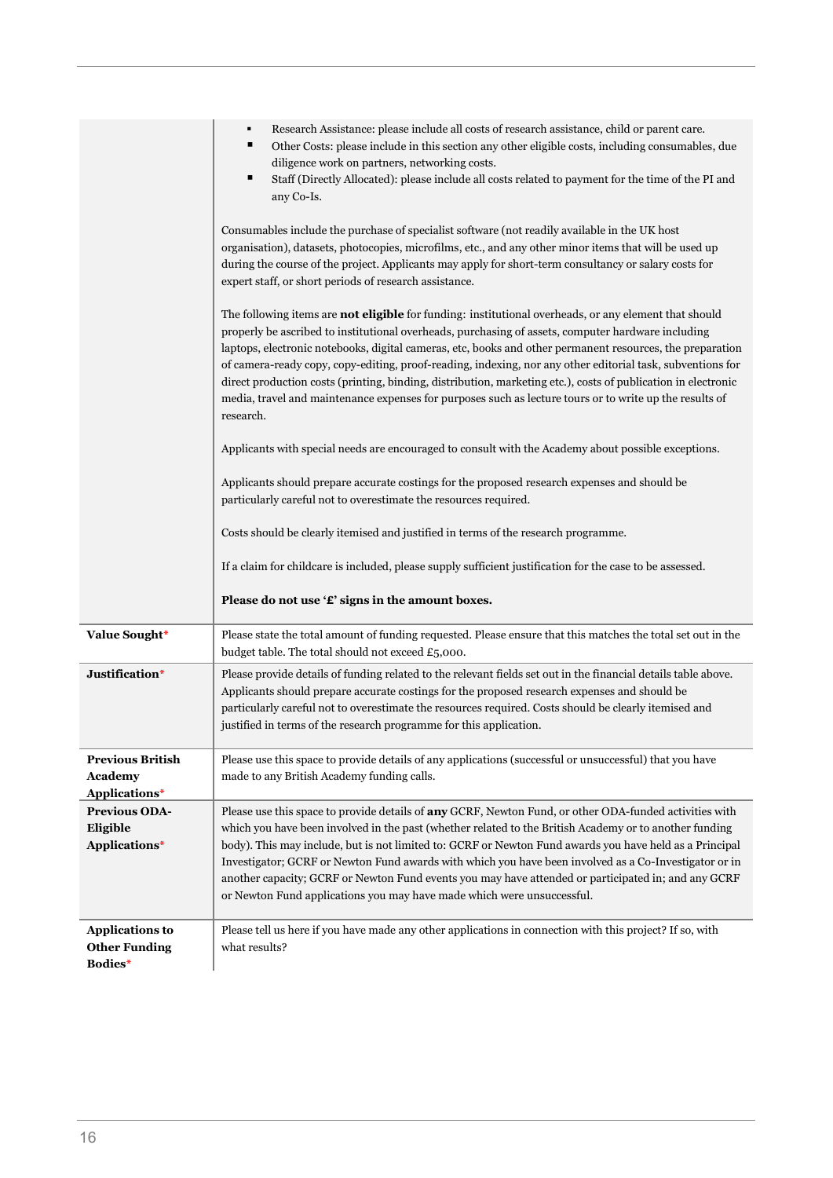| | |
|---|---|
| | <ul><li>Research Assistance: please include all costs of research assistance, child or parent care.</li><li>Other Costs: please include in this section any other eligible costs, including consumables, due diligence work on partners, networking costs.</li><li>Staff (Directly Allocated): please include all costs related to payment for the time of the PI and any Co-Is.</li></ul>Consumables include the purchase of specialist software (not readily available in the UK host organisation), datasets, photocopies, microfilms, etc., and any other minor items that will be used up during the course of the project. Applicants may apply for short-term consultancy or salary costs for expert staff, or short periods of research assistance.<br><br>The following items are **not eligible** for funding: institutional overheads, or any element that should properly be ascribed to institutional overheads, purchasing of assets, computer hardware including laptops, electronic notebooks, digital cameras, etc, books and other permanent resources, the preparation of camera-ready copy, copy-editing, proof-reading, indexing, nor any other editorial task, subventions for direct production costs (printing, binding, distribution, marketing etc.), costs of publication in electronic media, travel and maintenance expenses for purposes such as lecture tours or to write up the results of research.<br><br>Applicants with special needs are encouraged to consult with the Academy about possible exceptions.<br><br>Applicants should prepare accurate costings for the proposed research expenses and should be particularly careful not to overestimate the resources required.<br><br>Costs should be clearly itemised and justified in terms of the research programme.<br><br>If a claim for childcare is included, please supply sufficient justification for the case to be assessed.<br><br>**Please do not use '£' signs in the amount boxes.** |
| **Value Sought*** | Please state the total amount of funding requested. Please ensure that this matches the total set out in the budget table. The total should not exceed £5,000. |
| **Justification*** | Please provide details of funding related to the relevant fields set out in the financial details table above. Applicants should prepare accurate costings for the proposed research expenses and should be particularly careful not to overestimate the resources required. Costs should be clearly itemised and justified in terms of the research programme for this application. |
| **Previous British Academy Applications*** | Please use this space to provide details of any applications (successful or unsuccessful) that you have made to any British Academy funding calls. |
| **Previous ODA-Eligible Applications*** | Please use this space to provide details of **any** GCRF, Newton Fund, or other ODA-funded activities with which you have been involved in the past (whether related to the British Academy or to another funding body). This may include, but is not limited to: GCRF or Newton Fund awards you have held as a Principal Investigator; GCRF or Newton Fund awards with which you have been involved as a Co-Investigator or in another capacity; GCRF or Newton Fund events you may have attended or participated in; and any GCRF or Newton Fund applications you may have made which were unsuccessful. |
| **Applications to Other Funding Bodies*** | Please tell us here if you have made any other applications in connection with this project? If so, with what results? |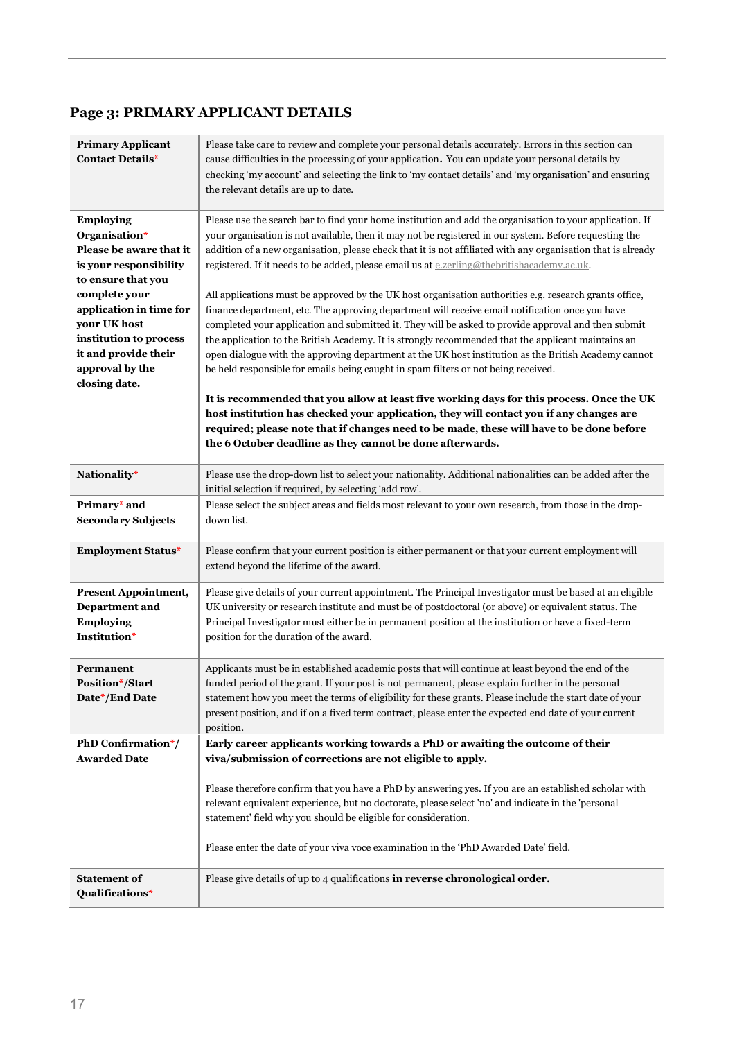## Page 3: PRIMARY APPLICANT DETAILS

| | |
|---|---|
| **Primary Applicant Contact Details*** | Please take care to review and complete your personal details accurately. Errors in this section can cause difficulties in the processing of your application. You can update your personal details by checking 'my account' and selecting the link to 'my contact details' and 'my organisation' and ensuring the relevant details are up to date. |
| **Employing Organisation*** **Please be aware that it is your responsibility to ensure that you complete your application in time for your UK host institution to process it and provide their approval by the closing date.** | Please use the search bar to find your home institution and add the organisation to your application. If your organisation is not available, then it may not be registered in our system. Before requesting the addition of a new organisation, please check that it is not affiliated with any organisation that is already registered. If it needs to be added, please email us at e.zerling@thebritishacademy.ac.uk.<br><br>All applications must be approved by the UK host organisation authorities e.g. research grants office, finance department, etc. The approving department will receive email notification once you have completed your application and submitted it. They will be asked to provide approval and then submit the application to the British Academy. It is strongly recommended that the applicant maintains an open dialogue with the approving department at the UK host institution as the British Academy cannot be held responsible for emails being caught in spam filters or not being received.<br><br>**It is recommended that you allow at least five working days for this process. Once the UK host institution has checked your application, they will contact you if any changes are required; please note that if changes need to be made, these will have to be done before the 6 October deadline as they cannot be done afterwards.** |
| **Nationality*** | Please use the drop-down list to select your nationality. Additional nationalities can be added after the initial selection if required, by selecting 'add row'. |
| **Primary* and Secondary Subjects** | Please select the subject areas and fields most relevant to your own research, from those in the drop-down list. |
| **Employment Status*** | Please confirm that your current position is either permanent or that your current employment will extend beyond the lifetime of the award. |
| **Present Appointment, Department and Employing Institution*** | Please give details of your current appointment. The Principal Investigator must be based at an eligible UK university or research institute and must be of postdoctoral (or above) or equivalent status. The Principal Investigator must either be in permanent position at the institution or have a fixed-term position for the duration of the award. |
| **Permanent Position*/Start Date*/End Date** | Applicants must be in established academic posts that will continue at least beyond the end of the funded period of the grant. If your post is not permanent, please explain further in the personal statement how you meet the terms of eligibility for these grants. Please include the start date of your present position, and if on a fixed term contract, please enter the expected end date of your current position. |
| **PhD Confirmation*/ Awarded Date** | **Early career applicants working towards a PhD or awaiting the outcome of their viva/submission of corrections are not eligible to apply.**<br><br>Please therefore confirm that you have a PhD by answering yes. If you are an established scholar with relevant equivalent experience, but no doctorate, please select 'no' and indicate in the 'personal statement' field why you should be eligible for consideration.<br><br>Please enter the date of your viva voce examination in the 'PhD Awarded Date' field. |
| **Statement of Qualifications*** | Please give details of up to 4 qualifications **in reverse chronological order.** |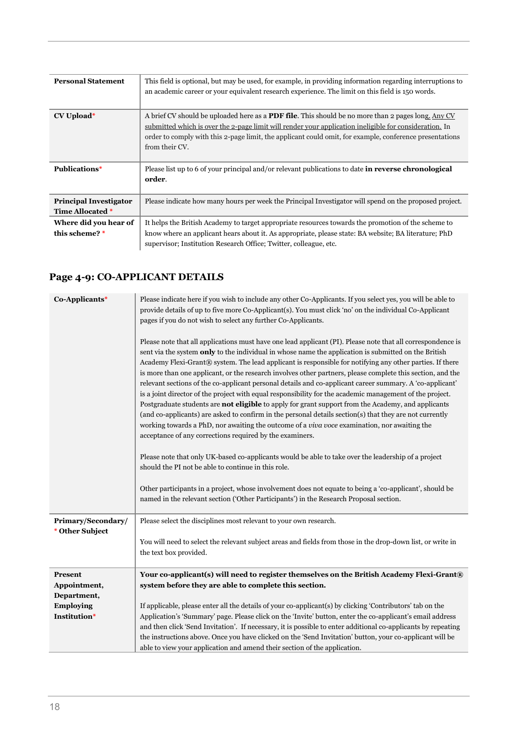| | |
|---|---|
| **Personal Statement** | This field is optional, but may be used, for example, in providing information regarding interruptions to an academic career or your equivalent research experience. The limit on this field is 150 words. |
| **CV Upload*** | A brief CV should be uploaded here as a **PDF file**. This should be no more than 2 pages long. Any CV submitted which is over the 2-page limit will render your application ineligible for consideration. In order to comply with this 2-page limit, the applicant could omit, for example, conference presentations from their CV. |
| **Publications*** | Please list up to 6 of your principal and/or relevant publications to date **in reverse chronological order**. |
| **Principal Investigator Time Allocated *** | Please indicate how many hours per week the Principal Investigator will spend on the proposed project. |
| **Where did you hear of this scheme? *** | It helps the British Academy to target appropriate resources towards the promotion of the scheme to know where an applicant hears about it. As appropriate, please state: BA website; BA literature; PhD supervisor; Institution Research Office; Twitter, colleague, etc. |

## Page 4-9: CO-APPLICANT DETAILS

| | |
|---|---|
| **Co-Applicants*** | Please indicate here if you wish to include any other Co-Applicants. If you select yes, you will be able to provide details of up to five more Co-Applicant(s). You must click 'no' on the individual Co-Applicant pages if you do not wish to select any further Co-Applicants.<br><br>Please note that all applications must have one lead applicant (PI). Please note that all correspondence is sent via the system **only** to the individual in whose name the application is submitted on the British Academy Flexi-Grant® system. The lead applicant is responsible for notifying any other parties. If there is more than one applicant, or the research involves other partners, please complete this section, and the relevant sections of the co-applicant personal details and co-applicant career summary. A 'co-applicant' is a joint director of the project with equal responsibility for the academic management of the project. Postgraduate students are **not eligible** to apply for grant support from the Academy, and applicants (and co-applicants) are asked to confirm in the personal details section(s) that they are not currently working towards a PhD, nor awaiting the outcome of a *viva voce* examination, nor awaiting the acceptance of any corrections required by the examiners.<br><br>Please note that only UK-based co-applicants would be able to take over the leadership of a project should the PI not be able to continue in this role.<br><br>Other participants in a project, whose involvement does not equate to being a 'co-applicant', should be named in the relevant section ('Other Participants') in the Research Proposal section. |
| **Primary/Secondary/ * Other Subject** | Please select the disciplines most relevant to your own research.<br><br>You will need to select the relevant subject areas and fields from those in the drop-down list, or write in the text box provided. |
| **Present Appointment, Department, Employing Institution*** | **Your co-applicant(s) will need to register themselves on the British Academy Flexi-Grant® system before they are able to complete this section.**<br><br>If applicable, please enter all the details of your co-applicant(s) by clicking 'Contributors' tab on the Application's 'Summary' page. Please click on the 'Invite' button, enter the co-applicant's email address and then click 'Send Invitation'. If necessary, it is possible to enter additional co-applicants by repeating the instructions above. Once you have clicked on the 'Send Invitation' button, your co-applicant will be able to view your application and amend their section of the application. |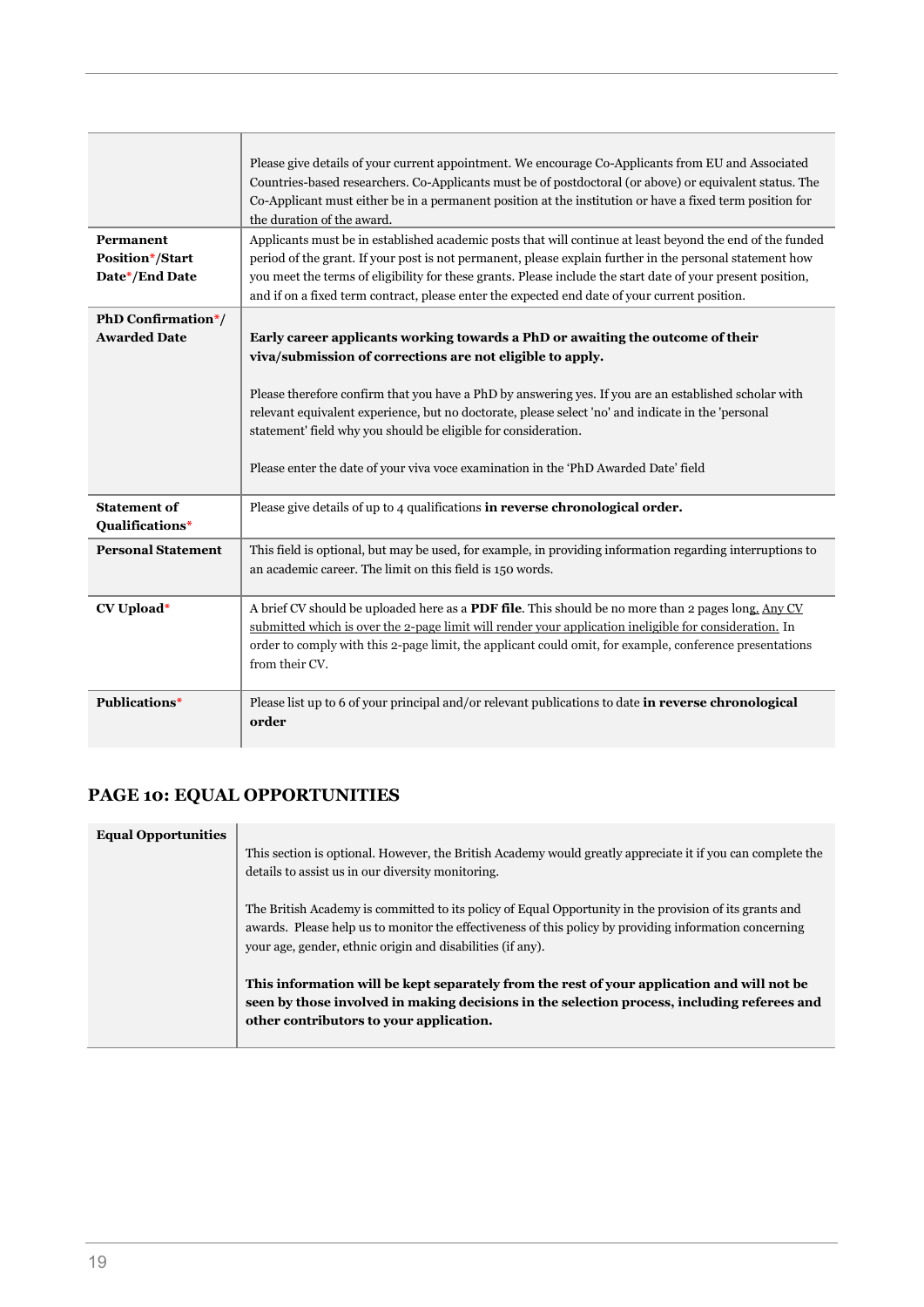| | |
|---|---|
| | Please give details of your current appointment. We encourage Co-Applicants from EU and Associated Countries-based researchers. Co-Applicants must be of postdoctoral (or above) or equivalent status. The Co-Applicant must either be in a permanent position at the institution or have a fixed term position for the duration of the award. |
| **Permanent Position*/Start Date*/End Date** | Applicants must be in established academic posts that will continue at least beyond the end of the funded period of the grant. If your post is not permanent, please explain further in the personal statement how you meet the terms of eligibility for these grants. Please include the start date of your present position, and if on a fixed term contract, please enter the expected end date of your current position. |
| **PhD Confirmation*/ Awarded Date** | **Early career applicants working towards a PhD or awaiting the outcome of their viva/submission of corrections are not eligible to apply.** <br><br> Please therefore confirm that you have a PhD by answering yes. If you are an established scholar with relevant equivalent experience, but no doctorate, please select 'no' and indicate in the 'personal statement' field why you should be eligible for consideration. <br><br> Please enter the date of your viva voce examination in the 'PhD Awarded Date' field |
| **Statement of Qualifications*** | Please give details of up to 4 qualifications **in reverse chronological order.** |
| **Personal Statement** | This field is optional, but may be used, for example, in providing information regarding interruptions to an academic career. The limit on this field is 150 words. |
| **CV Upload*** | A brief CV should be uploaded here as a **PDF file**. This should be no more than 2 pages long. Any CV submitted which is over the 2-page limit will render your application ineligible for consideration. In order to comply with this 2-page limit, the applicant could omit, for example, conference presentations from their CV. |
| **Publications*** | Please list up to 6 of your principal and/or relevant publications to date **in reverse chronological order** |

## PAGE 10: EQUAL OPPORTUNITIES

| | |
|---|---|
| **Equal Opportunities** | This section is optional. However, the British Academy would greatly appreciate it if you can complete the details to assist us in our diversity monitoring. <br><br> The British Academy is committed to its policy of Equal Opportunity in the provision of its grants and awards. Please help us to monitor the effectiveness of this policy by providing information concerning your age, gender, ethnic origin and disabilities (if any). <br><br> **This information will be kept separately from the rest of your application and will not be seen by those involved in making decisions in the selection process, including referees and other contributors to your application.** |